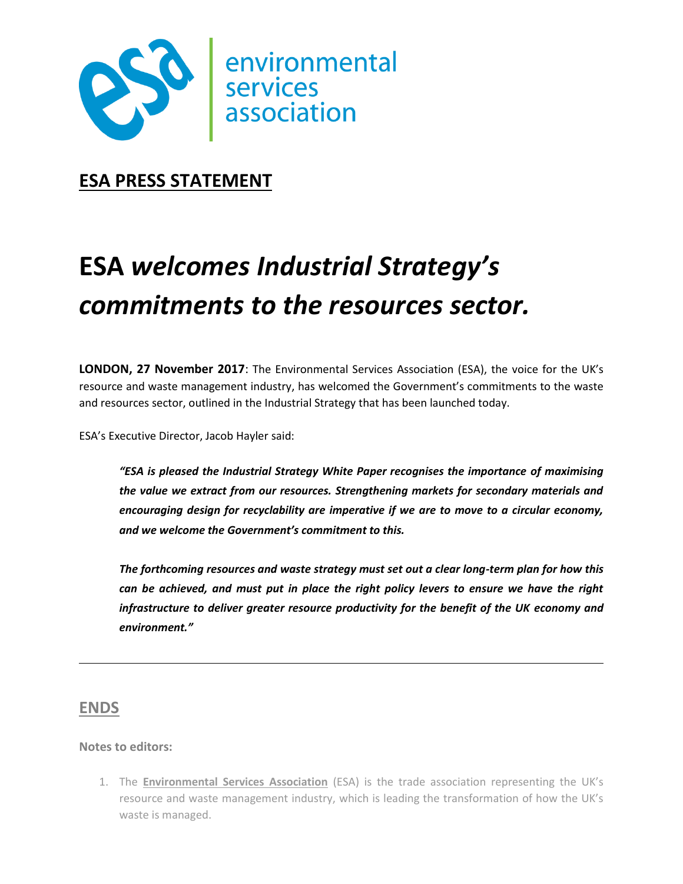environmental services association

## ESA PRESS STATEMENT

# ESA *welcomes Industrial Strategy's commitments to the resources sector.*

**LONDON, 27 November 2017**: The Environmental Services Association (ESA), the voice for the UK's resource and waste management industry, has welcomed the Government's commitments to the waste and resources sector, outlined in the Industrial Strategy that has been launched today.

ESA's Executive Director, Jacob Hayler said:

> ***"ESA is pleased the Industrial Strategy White Paper recognises the importance of maximising the value we extract from our resources. Strengthening markets for secondary materials and encouraging design for recyclability are imperative if we are to move to a circular economy, and we welcome the Government's commitment to this.***
>
> ***The forthcoming resources and waste strategy must set out a clear long-term plan for how this can be achieved, and must put in place the right policy levers to ensure we have the right infrastructure to deliver greater resource productivity for the benefit of the UK economy and environment."***

---

## ENDS

**Notes to editors:**

1. The **Environmental Services Association** (ESA) is the trade association representing the UK's resource and waste management industry, which is leading the transformation of how the UK's waste is managed.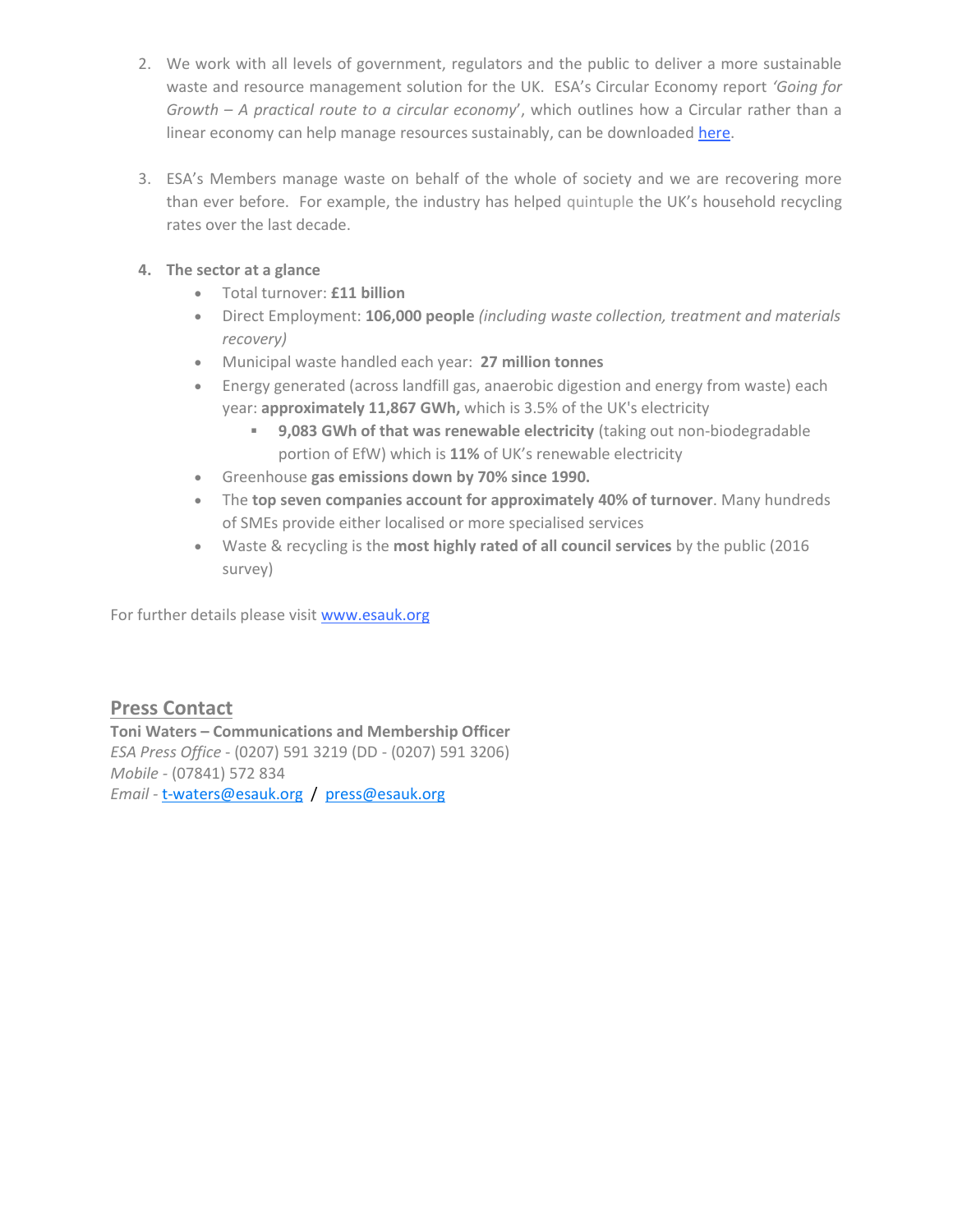2. We work with all levels of government, regulators and the public to deliver a more sustainable waste and resource management solution for the UK. ESA's Circular Economy report *'Going for Growth – A practical route to a circular economy*', which outlines how a Circular rather than a linear economy can help manage resources sustainably, can be downloaded [here](here).

3. ESA's Members manage waste on behalf of the whole of society and we are recovering more than ever before. For example, the industry has helped quintuple the UK's household recycling rates over the last decade.

4. **The sector at a glance**
   - Total turnover: **£11 billion**
   - Direct Employment: **106,000 people** *(including waste collection, treatment and materials recovery)*
   - Municipal waste handled each year: **27 million tonnes**
   - Energy generated (across landfill gas, anaerobic digestion and energy from waste) each year: **approximately 11,867 GWh,** which is 3.5% of the UK's electricity
     - **9,083 GWh of that was renewable electricity** (taking out non-biodegradable portion of EfW) which is **11%** of UK's renewable electricity
   - Greenhouse **gas emissions down by 70% since 1990.**
   - The **top seven companies account for approximately 40% of turnover**. Many hundreds of SMEs provide either localised or more specialised services
   - Waste & recycling is the **most highly rated of all council services** by the public (2016 survey)

For further details please visit [www.esauk.org](www.esauk.org)

## Press Contact

**Toni Waters – Communications and Membership Officer**
*ESA Press Office* - (0207) 591 3219 (DD - (0207) 591 3206)
*Mobile* - (07841) 572 834
*Email* - t-waters@esauk.org / press@esauk.org